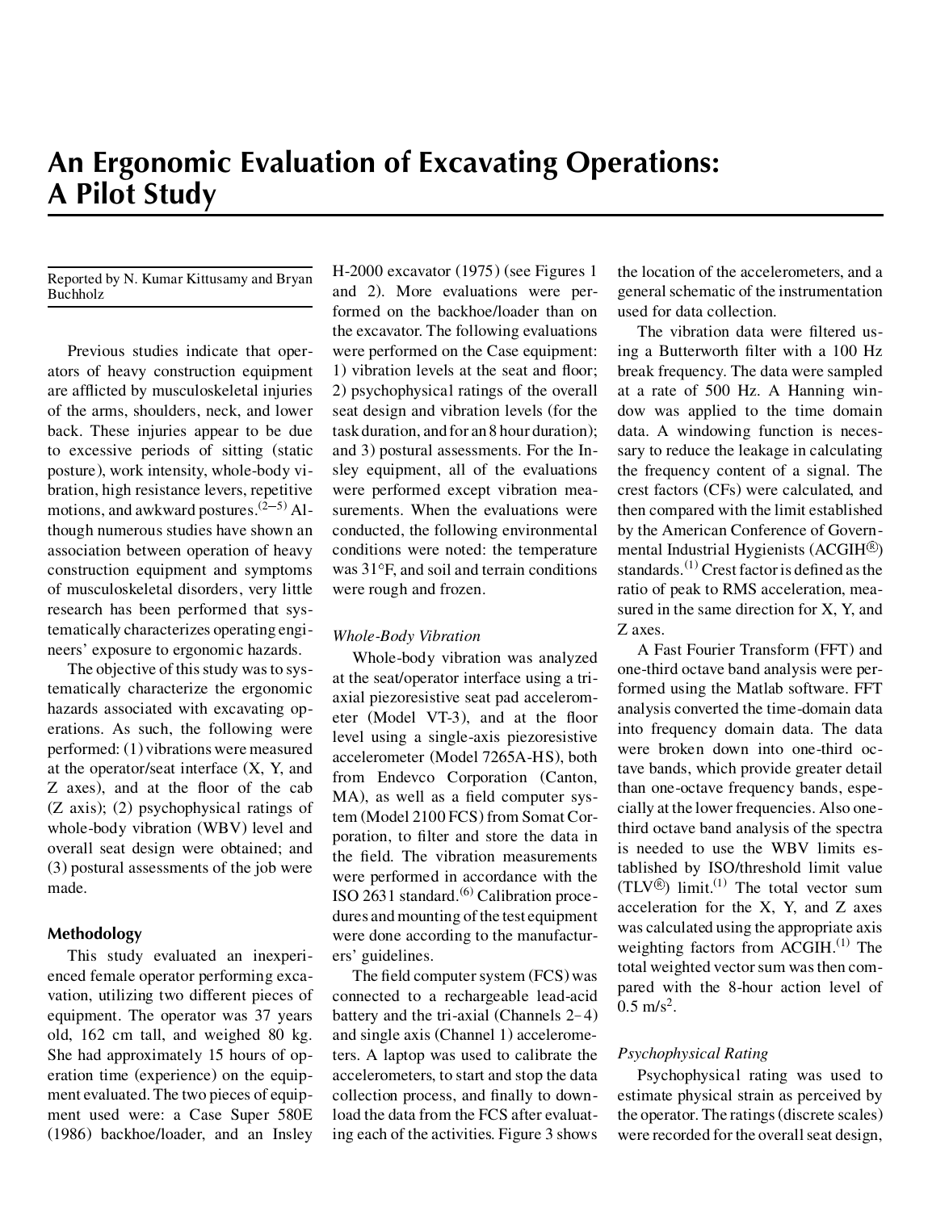# An Ergonomic Evaluation of Excavating Operations: A Pilot Study

Reported by N. Kumar Kittusamy and Bryan Buchholz

Previous studies indicate that operators of heavy construction equipment are afflicted by musculoskeletal injuries of the arms, shoulders, neck, and lower back. These injuries appear to be due to excessive periods of sitting (static posture), work intensity, whole-body vibration, high resistance levers, repetitive motions, and awkward postures.[2–5] Although numerous studies have shown an association between operation of heavy construction equipment and symptoms of musculoskeletal disorders, very little research has been performed that systematically characterizes operating engineers' exposure to ergonomic hazards.

The objective of this study was to systematically characterize the ergonomic hazards associated with excavating operations. As such, the following were performed: (1) vibrations were measured at the operator/seat interface (X, Y, and Z axes), and at the floor of the cab (Z axis); (2) psychophysical ratings of whole-body vibration (WBV) level and overall seat design were obtained; and (3) postural assessments of the job were made.

## Methodology

This study evaluated an inexperienced female operator performing excavation, utilizing two different pieces of equipment. The operator was 37 years old, 162 cm tall, and weighed 80 kg. She had approximately 15 hours of operation time (experience) on the equipment evaluated. The two pieces of equipment used were: a Case Super 580E (1986) backhoe/loader, and an Insley H-2000 excavator (1975) (see Figures 1 and 2). More evaluations were performed on the backhoe/loader than on the excavator. The following evaluations were performed on the Case equipment: 1) vibration levels at the seat and floor; 2) psychophysical ratings of the overall seat design and vibration levels (for the task duration, and for an 8 hour duration); and 3) postural assessments. For the Insley equipment, all of the evaluations were performed except vibration measurements. When the evaluations were conducted, the following environmental conditions were noted: the temperature was 31°F, and soil and terrain conditions were rough and frozen.

### *Whole-Body Vibration*

Whole-body vibration was analyzed at the seat/operator interface using a triaxial piezoresistive seat pad accelerometer (Model VT-3), and at the floor level using a single-axis piezoresistive accelerometer (Model 7265A-HS), both from Endevco Corporation (Canton, MA), as well as a field computer system (Model 2100 FCS) from Somat Corporation, to filter and store the data in the field. The vibration measurements were performed in accordance with the ISO 2631 standard.[6] Calibration procedures and mounting of the test equipment were done according to the manufacturers' guidelines.

The field computer system (FCS) was connected to a rechargeable lead-acid battery and the tri-axial (Channels 2–4) and single axis (Channel 1) accelerometers. A laptop was used to calibrate the accelerometers, to start and stop the data collection process, and finally to download the data from the FCS after evaluating each of the activities. Figure 3 shows the location of the accelerometers, and a general schematic of the instrumentation used for data collection.

The vibration data were filtered using a Butterworth filter with a 100 Hz break frequency. The data were sampled at a rate of 500 Hz. A Hanning window was applied to the time domain data. A windowing function is necessary to reduce the leakage in calculating the frequency content of a signal. The crest factors (CFs) were calculated, and then compared with the limit established by the American Conference of Governmental Industrial Hygienists (ACGIH®) standards.[1] Crest factor is defined as the ratio of peak to RMS acceleration, measured in the same direction for X, Y, and Z axes.

A Fast Fourier Transform (FFT) and one-third octave band analysis were performed using the Matlab software. FFT analysis converted the time-domain data into frequency domain data. The data were broken down into one-third octave bands, which provide greater detail than one-octave frequency bands, especially at the lower frequencies. Also one-third octave band analysis of the spectra is needed to use the WBV limits established by ISO/threshold limit value (TLV®) limit.[1] The total vector sum acceleration for the X, Y, and Z axes was calculated using the appropriate axis weighting factors from ACGIH.[1] The total weighted vector sum was then compared with the 8-hour action level of 0.5 $m/s^2$.

### *Psychophysical Rating*

Psychophysical rating was used to estimate physical strain as perceived by the operator. The ratings (discrete scales) were recorded for the overall seat design,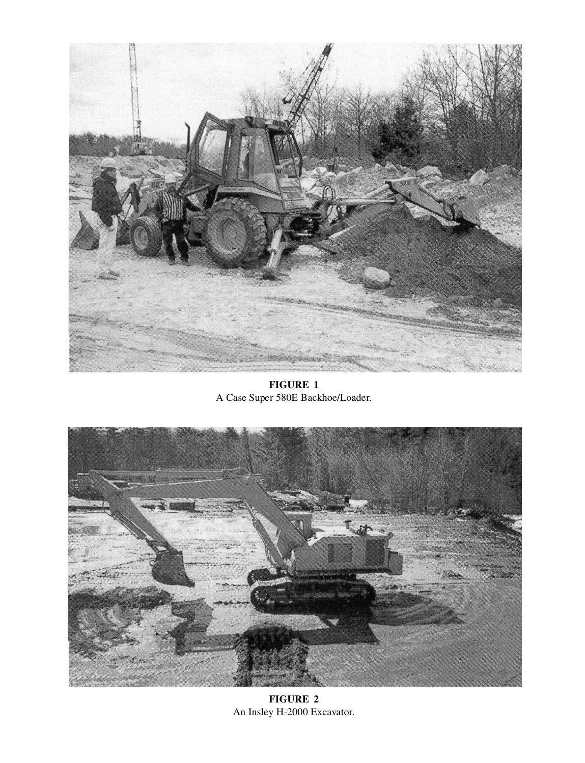**FIGURE 1**
A Case Super 580E Backhoe/Loader.

**FIGURE 2**
An Insley H-2000 Excavator.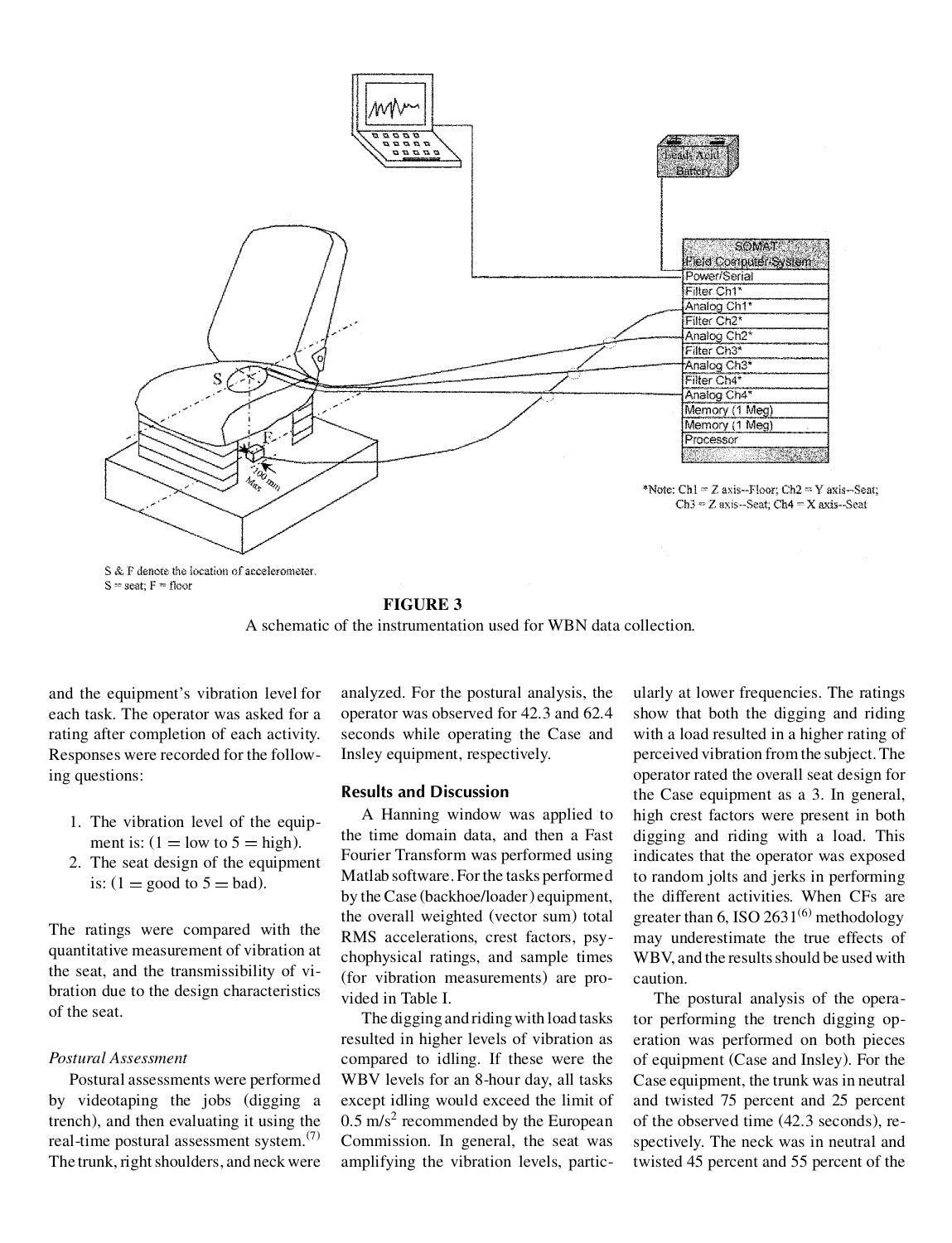**FIGURE 3**
A schematic of the instrumentation used for WBN data collection.

and the equipment's vibration level for each task. The operator was asked for a rating after completion of each activity. Responses were recorded for the following questions:

1. The vibration level of the equipment is: (1 = low to 5 = high).
2. The seat design of the equipment is: (1 = good to 5 = bad).

The ratings were compared with the quantitative measurement of vibration at the seat, and the transmissibility of vibration due to the design characteristics of the seat.

*Postural Assessment*

Postural assessments were performed by videotaping the jobs (digging a trench), and then evaluating it using the real-time postural assessment system.[7] The trunk, right shoulders, and neck were analyzed. For the postural analysis, the operator was observed for 42.3 and 62.4 seconds while operating the Case and Insley equipment, respectively.

## Results and Discussion

A Hanning window was applied to the time domain data, and then a Fast Fourier Transform was performed using Matlab software. For the tasks performed by the Case (backhoe/loader) equipment, the overall weighted (vector sum) total RMS accelerations, crest factors, psychophysical ratings, and sample times (for vibration measurements) are provided in Table I.

The digging and riding with load tasks resulted in higher levels of vibration as compared to idling. If these were the WBV levels for an 8-hour day, all tasks except idling would exceed the limit of 0.5 $m/s^2$ recommended by the European Commission. In general, the seat was amplifying the vibration levels, particularly at lower frequencies. The ratings show that both the digging and riding with a load resulted in a higher rating of perceived vibration from the subject. The operator rated the overall seat design for the Case equipment as a 3. In general, high crest factors were present in both digging and riding with a load. This indicates that the operator was exposed to random jolts and jerks in performing the different activities. When CFs are greater than 6, ISO 2631[6] methodology may underestimate the true effects of WBV, and the results should be used with caution.

The postural analysis of the operator performing the trench digging operation was performed on both pieces of equipment (Case and Insley). For the Case equipment, the trunk was in neutral and twisted 75 percent and 25 percent of the observed time (42.3 seconds), respectively. The neck was in neutral and twisted 45 percent and 55 percent of the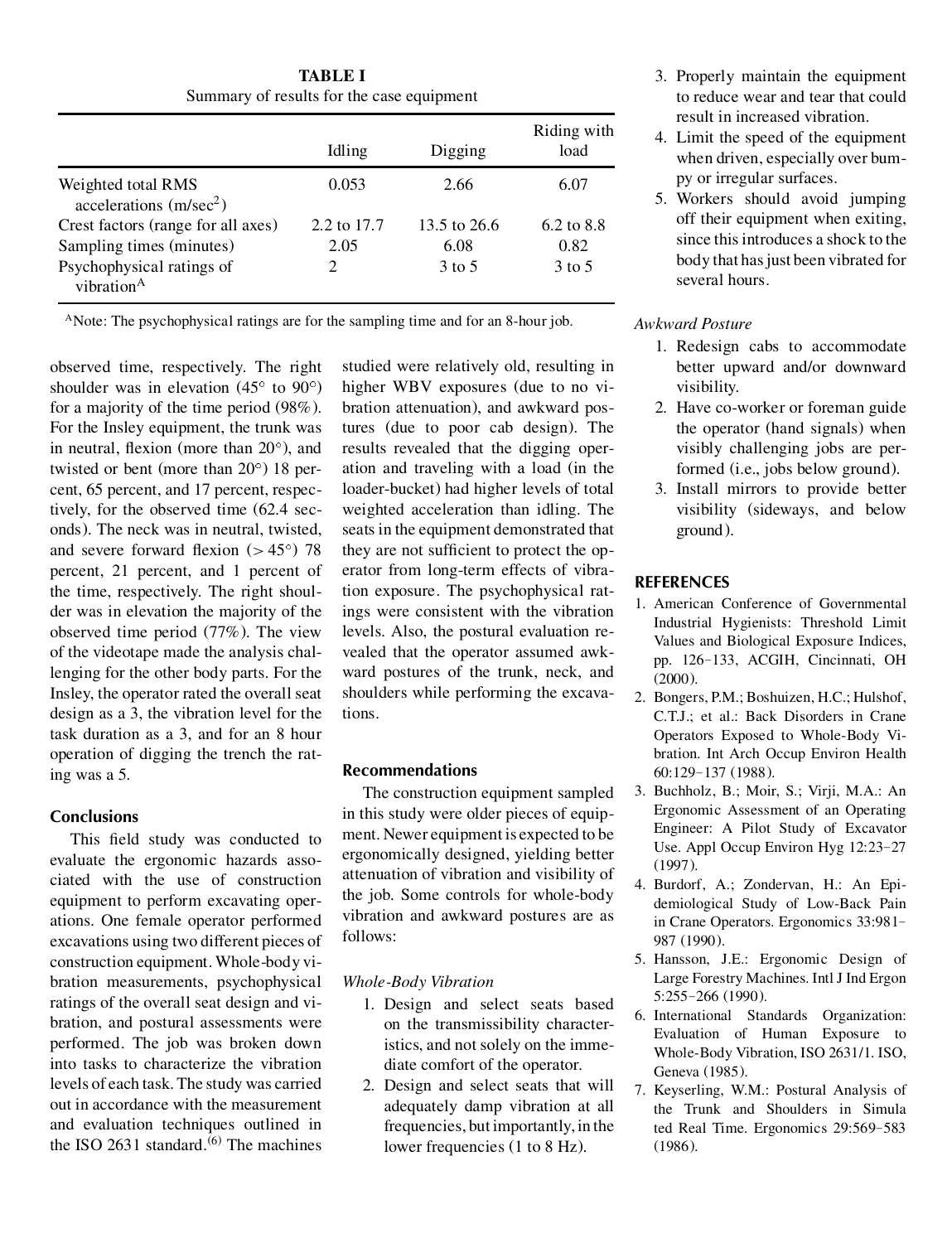**TABLE I**
Summary of results for the case equipment

| | Idling | Digging | Riding with load |
|---|---|---|---|
| Weighted total RMS accelerations (m/sec$^2$) | 0.053 | 2.66 | 6.07 |
| Crest factors (range for all axes) | 2.2 to 17.7 | 13.5 to 26.6 | 6.2 to 8.8 |
| Sampling times (minutes) | 2.05 | 6.08 | 0.82 |
| Psychophysical ratings of vibration[A] | 2 | 3 to 5 | 3 to 5 |

[A]Note: The psychophysical ratings are for the sampling time and for an 8-hour job.

observed time, respectively. The right shoulder was in elevation (45° to 90°) for a majority of the time period (98%). For the Insley equipment, the trunk was in neutral, flexion (more than 20°), and twisted or bent (more than 20°) 18 percent, 65 percent, and 17 percent, respectively, for the observed time (62.4 seconds). The neck was in neutral, twisted, and severe forward flexion (> 45°) 78 percent, 21 percent, and 1 percent of the time, respectively. The right shoulder was in elevation the majority of the observed time period (77%). The view of the videotape made the analysis challenging for the other body parts. For the Insley, the operator rated the overall seat design as a 3, the vibration level for the task duration as a 3, and for an 8 hour operation of digging the trench the rating was a 5.

## Conclusions

This field study was conducted to evaluate the ergonomic hazards associated with the use of construction equipment to perform excavating operations. One female operator performed excavations using two different pieces of construction equipment. Whole-body vibration measurements, psychophysical ratings of the overall seat design and vibration, and postural assessments were performed. The job was broken down into tasks to characterize the vibration levels of each task. The study was carried out in accordance with the measurement and evaluation techniques outlined in the ISO 2631 standard.[6] The machines studied were relatively old, resulting in higher WBV exposures (due to no vibration attenuation), and awkward postures (due to poor cab design). The results revealed that the digging operation and traveling with a load (in the loader-bucket) had higher levels of total weighted acceleration than idling. The seats in the equipment demonstrated that they are not sufficient to protect the operator from long-term effects of vibration exposure. The psychophysical ratings were consistent with the vibration levels. Also, the postural evaluation revealed that the operator assumed awkward postures of the trunk, neck, and shoulders while performing the excavations.

## Recommendations

The construction equipment sampled in this study were older pieces of equipment. Newer equipment is expected to be ergonomically designed, yielding better attenuation of vibration and visibility of the job. Some controls for whole-body vibration and awkward postures are as follows:

*Whole-Body Vibration*

1. Design and select seats based on the transmissibility characteristics, and not solely on the immediate comfort of the operator.
2. Design and select seats that will adequately damp vibration at all frequencies, but importantly, in the lower frequencies (1 to 8 Hz).
3. Properly maintain the equipment to reduce wear and tear that could result in increased vibration.
4. Limit the speed of the equipment when driven, especially over bumpy or irregular surfaces.
5. Workers should avoid jumping off their equipment when exiting, since this introduces a shock to the body that has just been vibrated for several hours.

*Awkward Posture*

1. Redesign cabs to accommodate better upward and/or downward visibility.
2. Have co-worker or foreman guide the operator (hand signals) when visibly challenging jobs are performed (i.e., jobs below ground).
3. Install mirrors to provide better visibility (sideways, and below ground).

## REFERENCES

1. American Conference of Governmental Industrial Hygienists: Threshold Limit Values and Biological Exposure Indices, pp. 126–133, ACGIH, Cincinnati, OH (2000).
2. Bongers, P.M.; Boshuizen, H.C.; Hulshof, C.T.J.; et al.: Back Disorders in Crane Operators Exposed to Whole-Body Vibration. Int Arch Occup Environ Health 60:129–137 (1988).
3. Buchholz, B.; Moir, S.; Virji, M.A.: An Ergonomic Assessment of an Operating Engineer: A Pilot Study of Excavator Use. Appl Occup Environ Hyg 12:23–27 (1997).
4. Burdorf, A.; Zondervan, H.: An Epidemiological Study of Low-Back Pain in Crane Operators. Ergonomics 33:981–987 (1990).
5. Hansson, J.E.: Ergonomic Design of Large Forestry Machines. Intl J Ind Ergon 5:255–266 (1990).
6. International Standards Organization: Evaluation of Human Exposure to Whole-Body Vibration, ISO 2631/1. ISO, Geneva (1985).
7. Keyserling, W.M.: Postural Analysis of the Trunk and Shoulders in Simulated Real Time. Ergonomics 29:569–583 (1986).